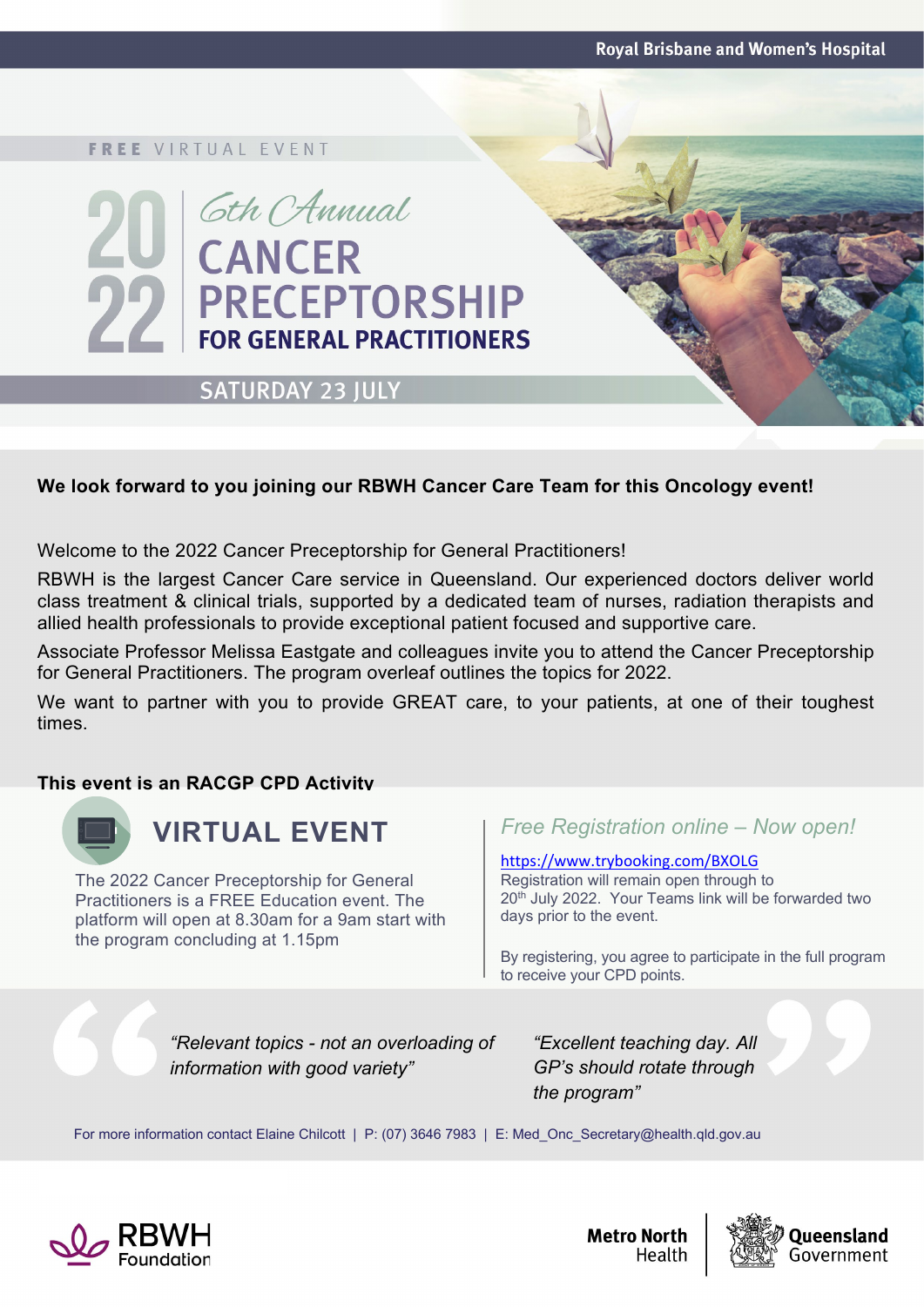Royal Brisbane and Women's Hospital

**FREE** VIRTUAL EVENT

# 2022 6th Annual CANCER PRECEPTORSHIP FOR GENERAL PRACTITIONERS

## SATURDAY 23 JULY

**We look forward to you joining our RBWH Cancer Care Team for this Oncology event!**

Welcome to the 2022 Cancer Preceptorship for General Practitioners!

RBWH is the largest Cancer Care service in Queensland. Our experienced doctors deliver world class treatment & clinical trials, supported by a dedicated team of nurses, radiation therapists and allied health professionals to provide exceptional patient focused and supportive care.

Associate Professor Melissa Eastgate and colleagues invite you to attend the Cancer Preceptorship for General Practitioners. The program overleaf outlines the topics for 2022.

We want to partner with you to provide GREAT care, to your patients, at one of their toughest times.

**This event is an RACGP CPD Activity**

## VIRTUAL EVENT

The 2022 Cancer Preceptorship for General Practitioners is a FREE Education event. The platform will open at 8.30am for a 9am start with the program concluding at 1.15pm

*Free Registration online – Now open!*

https://www.trybooking.com/BXOLG

Registration will remain open through to 20th July 2022. Your Teams link will be forwarded two days prior to the event.

By registering, you agree to participate in the full program to receive your CPD points.

*"Relevant topics - not an overloading of information with good variety"*

*"Excellent teaching day. All GP's should rotate through the program"*

For more information contact Elaine Chilcott | P: (07) 3646 7983 | E: Med_Onc_Secretary@health.qld.gov.au

RBWH Foundation

Metro North Health | Queensland Government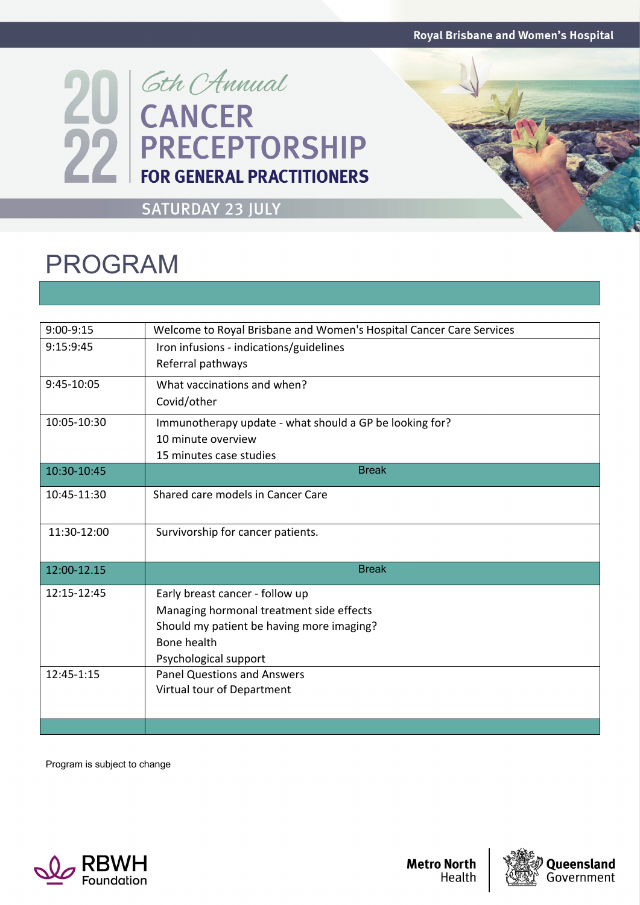Royal Brisbane and Women's Hospital

# 2022 6th Annual CANCER PRECEPTORSHIP FOR GENERAL PRACTITIONERS

SATURDAY 23 JULY

# PROGRAM

| | |
|---|---|
| 9:00-9:15 | Welcome to Royal Brisbane and Women's Hospital Cancer Care Services |
| 9:15:9:45 | Iron infusions - indications/guidelines<br>Referral pathways |
| 9:45-10:05 | What vaccinations and when?<br>Covid/other |
| 10:05-10:30 | Immunotherapy update - what should a GP be looking for?<br>10 minute overview<br>15 minutes case studies |
| 10:30-10:45 | Break |
| 10:45-11:30 | Shared care models in Cancer Care |
| 11:30-12:00 | Survivorship for cancer patients. |
| 12:00-12.15 | Break |
| 12:15-12:45 | Early breast cancer - follow up<br>Managing hormonal treatment side effects<br>Should my patient be having more imaging?<br>Bone health<br>Psychological support |
| 12:45-1:15 | Panel Questions and Answers<br>Virtual tour of Department |

Program is subject to change

RBWH Foundation

Metro North Health

Queensland Government